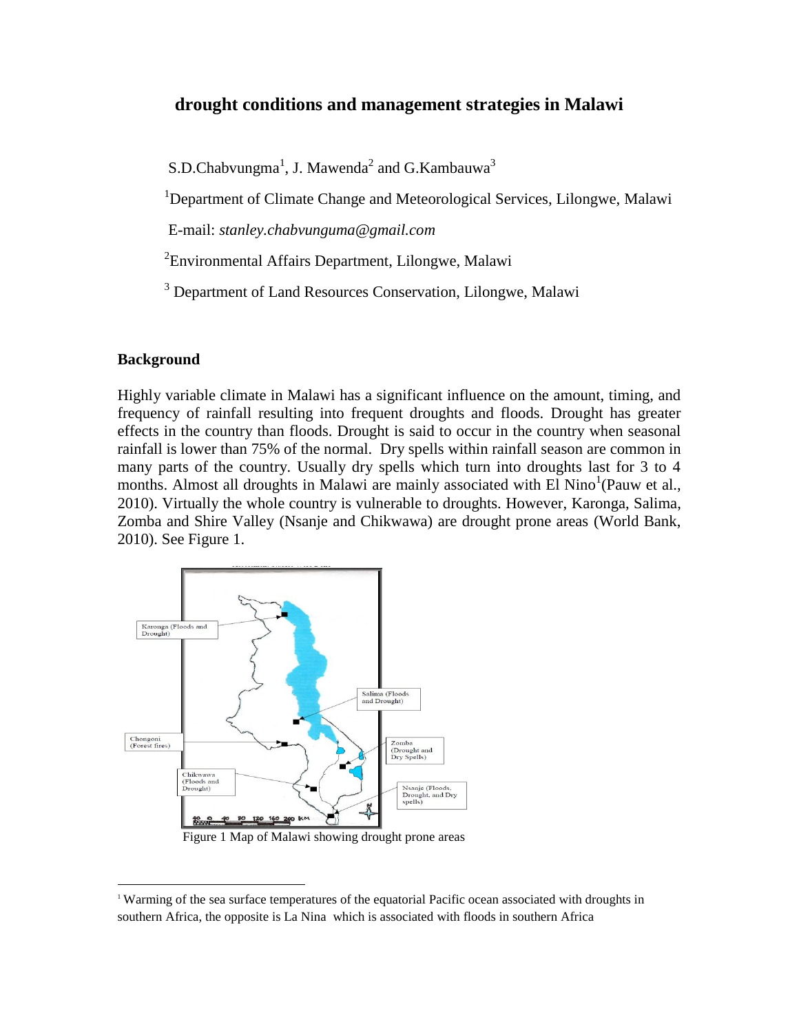# drought conditions and management strategies in Malawi

S.D.Chabvungma[1], J. Mawenda[2] and G.Kambauwa[3]

[1]Department of Climate Change and Meteorological Services, Lilongwe, Malawi

E-mail: *stanley.chabvunguma@gmail.com*

[2]Environmental Affairs Department, Lilongwe, Malawi

[3] Department of Land Resources Conservation, Lilongwe, Malawi

## Background

Highly variable climate in Malawi has a significant influence on the amount, timing, and frequency of rainfall resulting into frequent droughts and floods. Drought has greater effects in the country than floods. Drought is said to occur in the country when seasonal rainfall is lower than 75% of the normal. Dry spells within rainfall season are common in many parts of the country. Usually dry spells which turn into droughts last for 3 to 4 months. Almost all droughts in Malawi are mainly associated with El Nino[1](Pauw et al., 2010). Virtually the whole country is vulnerable to droughts. However, Karonga, Salima, Zomba and Shire Valley (Nsanje and Chikwawa) are drought prone areas (World Bank, 2010). See Figure 1.

Figure 1 Map of Malawi showing drought prone areas

[1] Warming of the sea surface temperatures of the equatorial Pacific ocean associated with droughts in southern Africa, the opposite is La Nina which is associated with floods in southern Africa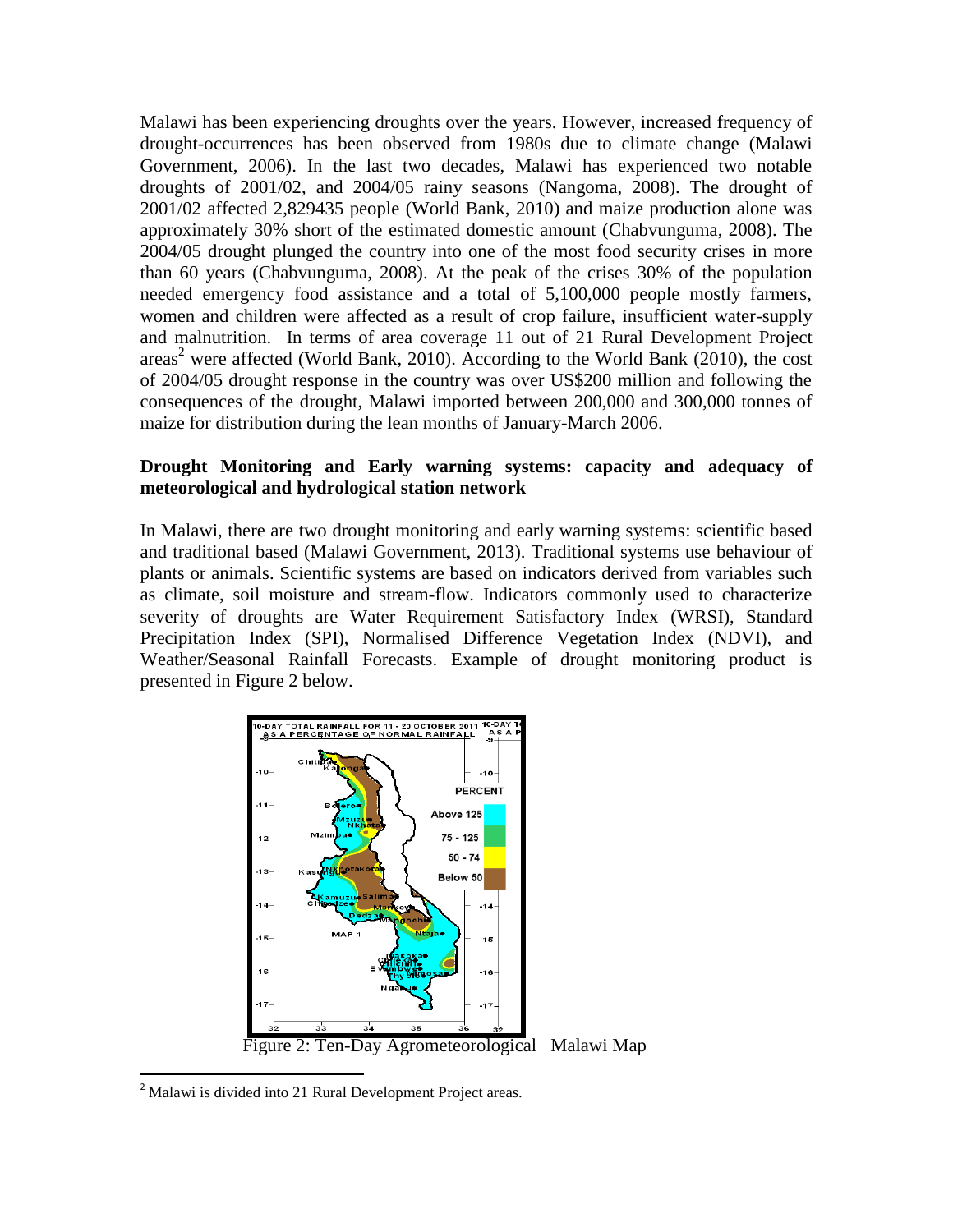Malawi has been experiencing droughts over the years. However, increased frequency of drought-occurrences has been observed from 1980s due to climate change (Malawi Government, 2006). In the last two decades, Malawi has experienced two notable droughts of 2001/02, and 2004/05 rainy seasons (Nangoma, 2008). The drought of 2001/02 affected 2,829435 people (World Bank, 2010) and maize production alone was approximately 30% short of the estimated domestic amount (Chabvunguma, 2008). The 2004/05 drought plunged the country into one of the most food security crises in more than 60 years (Chabvunguma, 2008). At the peak of the crises 30% of the population needed emergency food assistance and a total of 5,100,000 people mostly farmers, women and children were affected as a result of crop failure, insufficient water-supply and malnutrition. In terms of area coverage 11 out of 21 Rural Development Project areas[2] were affected (World Bank, 2010). According to the World Bank (2010), the cost of 2004/05 drought response in the country was over US$200 million and following the consequences of the drought, Malawi imported between 200,000 and 300,000 tonnes of maize for distribution during the lean months of January-March 2006.

**Drought Monitoring and Early warning systems: capacity and adequacy of meteorological and hydrological station network**

In Malawi, there are two drought monitoring and early warning systems: scientific based and traditional based (Malawi Government, 2013). Traditional systems use behaviour of plants or animals. Scientific systems are based on indicators derived from variables such as climate, soil moisture and stream-flow. Indicators commonly used to characterize severity of droughts are Water Requirement Satisfactory Index (WRSI), Standard Precipitation Index (SPI), Normalised Difference Vegetation Index (NDVI), and Weather/Seasonal Rainfall Forecasts. Example of drought monitoring product is presented in Figure 2 below.

Figure 2: Ten-Day Agrometeorological Malawi Map

[2] Malawi is divided into 21 Rural Development Project areas.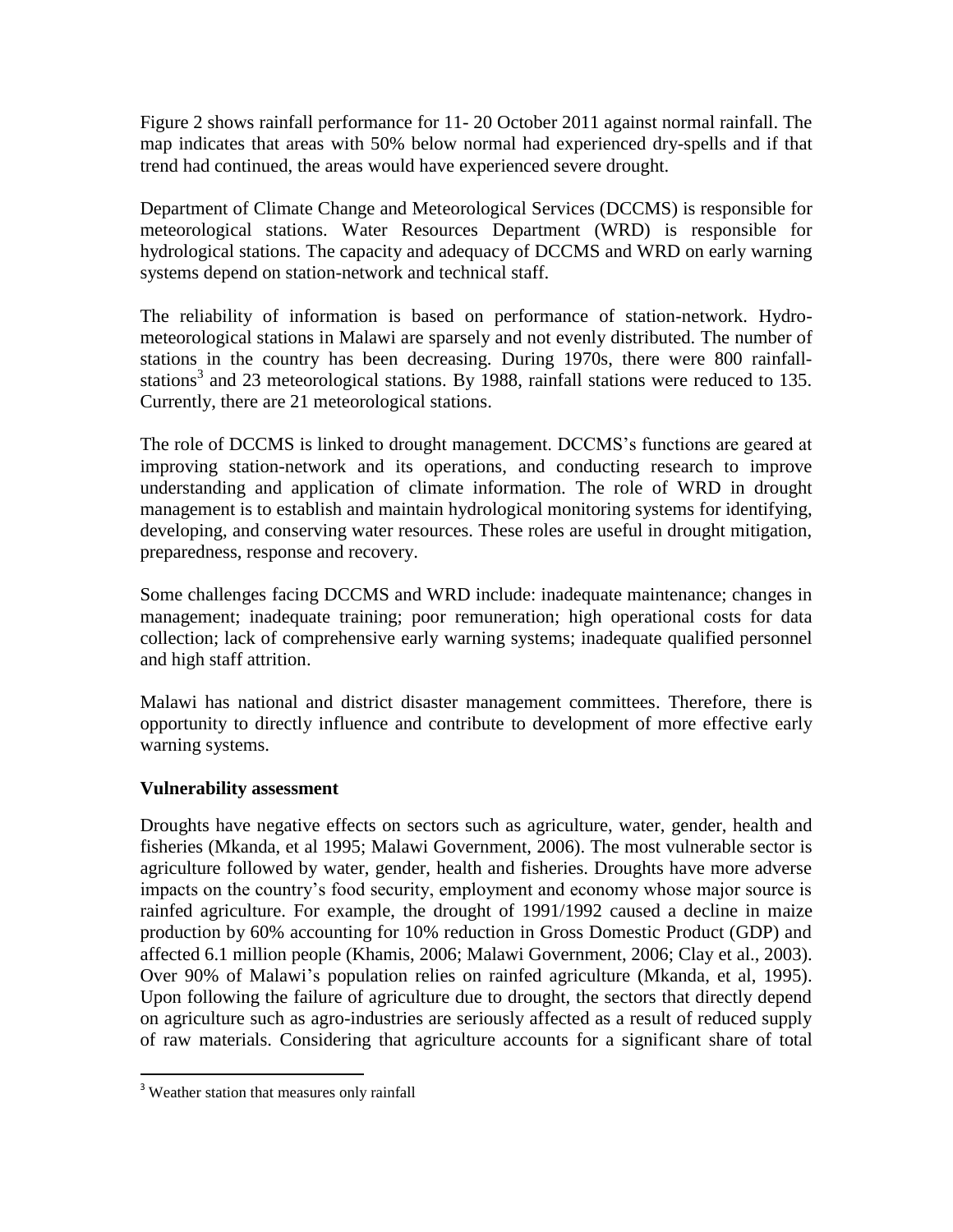Figure 2 shows rainfall performance for 11- 20 October 2011 against normal rainfall. The map indicates that areas with 50% below normal had experienced dry-spells and if that trend had continued, the areas would have experienced severe drought.

Department of Climate Change and Meteorological Services (DCCMS) is responsible for meteorological stations. Water Resources Department (WRD) is responsible for hydrological stations. The capacity and adequacy of DCCMS and WRD on early warning systems depend on station-network and technical staff.

The reliability of information is based on performance of station-network. Hydro-meteorological stations in Malawi are sparsely and not evenly distributed. The number of stations in the country has been decreasing. During 1970s, there were 800 rainfall-stations[3] and 23 meteorological stations. By 1988, rainfall stations were reduced to 135. Currently, there are 21 meteorological stations.

The role of DCCMS is linked to drought management. DCCMS's functions are geared at improving station-network and its operations, and conducting research to improve understanding and application of climate information. The role of WRD in drought management is to establish and maintain hydrological monitoring systems for identifying, developing, and conserving water resources. These roles are useful in drought mitigation, preparedness, response and recovery.

Some challenges facing DCCMS and WRD include: inadequate maintenance; changes in management; inadequate training; poor remuneration; high operational costs for data collection; lack of comprehensive early warning systems; inadequate qualified personnel and high staff attrition.

Malawi has national and district disaster management committees. Therefore, there is opportunity to directly influence and contribute to development of more effective early warning systems.

**Vulnerability assessment**

Droughts have negative effects on sectors such as agriculture, water, gender, health and fisheries (Mkanda, et al 1995; Malawi Government, 2006). The most vulnerable sector is agriculture followed by water, gender, health and fisheries. Droughts have more adverse impacts on the country's food security, employment and economy whose major source is rainfed agriculture. For example, the drought of 1991/1992 caused a decline in maize production by 60% accounting for 10% reduction in Gross Domestic Product (GDP) and affected 6.1 million people (Khamis, 2006; Malawi Government, 2006; Clay et al., 2003). Over 90% of Malawi's population relies on rainfed agriculture (Mkanda, et al, 1995). Upon following the failure of agriculture due to drought, the sectors that directly depend on agriculture such as agro-industries are seriously affected as a result of reduced supply of raw materials. Considering that agriculture accounts for a significant share of total

[3] Weather station that measures only rainfall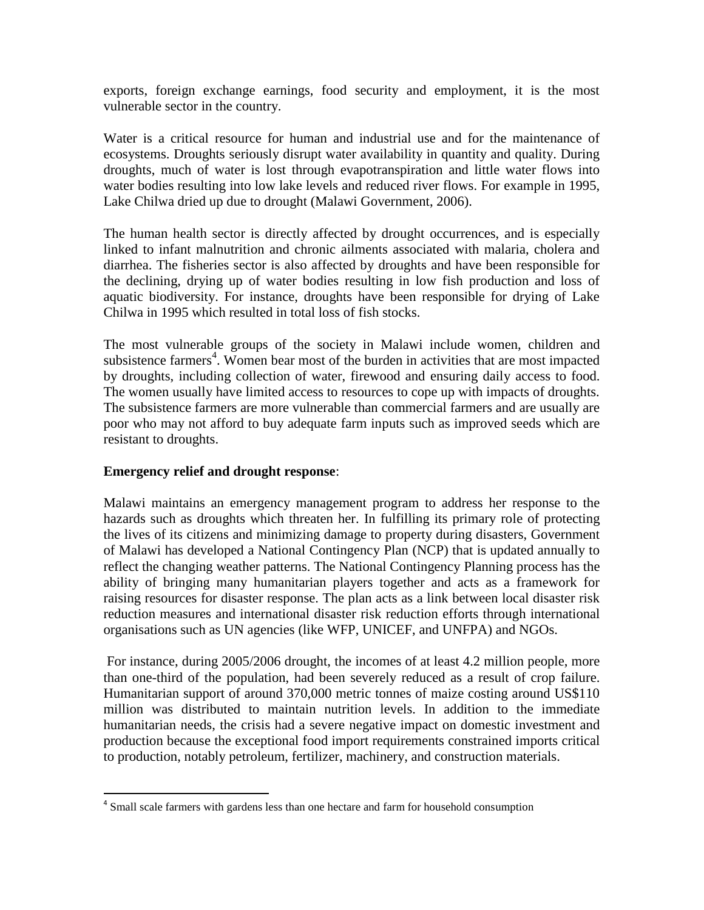exports, foreign exchange earnings, food security and employment, it is the most vulnerable sector in the country.

Water is a critical resource for human and industrial use and for the maintenance of ecosystems. Droughts seriously disrupt water availability in quantity and quality. During droughts, much of water is lost through evapotranspiration and little water flows into water bodies resulting into low lake levels and reduced river flows. For example in 1995, Lake Chilwa dried up due to drought (Malawi Government, 2006).

The human health sector is directly affected by drought occurrences, and is especially linked to infant malnutrition and chronic ailments associated with malaria, cholera and diarrhea. The fisheries sector is also affected by droughts and have been responsible for the declining, drying up of water bodies resulting in low fish production and loss of aquatic biodiversity. For instance, droughts have been responsible for drying of Lake Chilwa in 1995 which resulted in total loss of fish stocks.

The most vulnerable groups of the society in Malawi include women, children and subsistence farmers[4]. Women bear most of the burden in activities that are most impacted by droughts, including collection of water, firewood and ensuring daily access to food. The women usually have limited access to resources to cope up with impacts of droughts. The subsistence farmers are more vulnerable than commercial farmers and are usually are poor who may not afford to buy adequate farm inputs such as improved seeds which are resistant to droughts.

**Emergency relief and drought response**:

Malawi maintains an emergency management program to address her response to the hazards such as droughts which threaten her. In fulfilling its primary role of protecting the lives of its citizens and minimizing damage to property during disasters, Government of Malawi has developed a National Contingency Plan (NCP) that is updated annually to reflect the changing weather patterns. The National Contingency Planning process has the ability of bringing many humanitarian players together and acts as a framework for raising resources for disaster response. The plan acts as a link between local disaster risk reduction measures and international disaster risk reduction efforts through international organisations such as UN agencies (like WFP, UNICEF, and UNFPA) and NGOs.

For instance, during 2005/2006 drought, the incomes of at least 4.2 million people, more than one-third of the population, had been severely reduced as a result of crop failure. Humanitarian support of around 370,000 metric tonnes of maize costing around US$110 million was distributed to maintain nutrition levels. In addition to the immediate humanitarian needs, the crisis had a severe negative impact on domestic investment and production because the exceptional food import requirements constrained imports critical to production, notably petroleum, fertilizer, machinery, and construction materials.

---

[4] Small scale farmers with gardens less than one hectare and farm for household consumption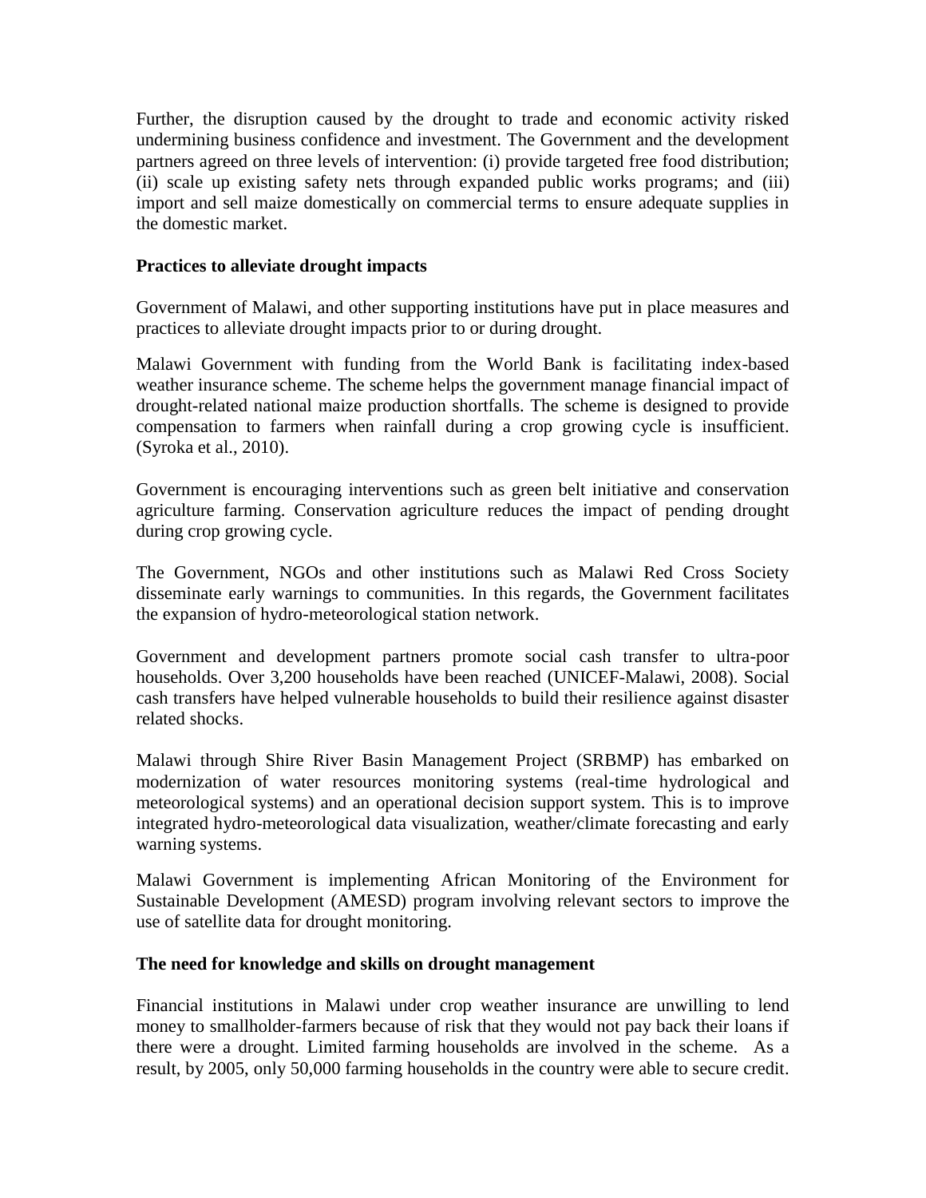Further, the disruption caused by the drought to trade and economic activity risked undermining business confidence and investment. The Government and the development partners agreed on three levels of intervention: (i) provide targeted free food distribution; (ii) scale up existing safety nets through expanded public works programs; and (iii) import and sell maize domestically on commercial terms to ensure adequate supplies in the domestic market.

**Practices to alleviate drought impacts**

Government of Malawi, and other supporting institutions have put in place measures and practices to alleviate drought impacts prior to or during drought.

Malawi Government with funding from the World Bank is facilitating index-based weather insurance scheme. The scheme helps the government manage financial impact of drought-related national maize production shortfalls. The scheme is designed to provide compensation to farmers when rainfall during a crop growing cycle is insufficient. (Syroka et al., 2010).

Government is encouraging interventions such as green belt initiative and conservation agriculture farming. Conservation agriculture reduces the impact of pending drought during crop growing cycle.

The Government, NGOs and other institutions such as Malawi Red Cross Society disseminate early warnings to communities. In this regards, the Government facilitates the expansion of hydro-meteorological station network.

Government and development partners promote social cash transfer to ultra-poor households. Over 3,200 households have been reached (UNICEF-Malawi, 2008). Social cash transfers have helped vulnerable households to build their resilience against disaster related shocks.

Malawi through Shire River Basin Management Project (SRBMP) has embarked on modernization of water resources monitoring systems (real-time hydrological and meteorological systems) and an operational decision support system. This is to improve integrated hydro-meteorological data visualization, weather/climate forecasting and early warning systems.

Malawi Government is implementing African Monitoring of the Environment for Sustainable Development (AMESD) program involving relevant sectors to improve the use of satellite data for drought monitoring.

**The need for knowledge and skills on drought management**

Financial institutions in Malawi under crop weather insurance are unwilling to lend money to smallholder-farmers because of risk that they would not pay back their loans if there were a drought. Limited farming households are involved in the scheme. As a result, by 2005, only 50,000 farming households in the country were able to secure credit.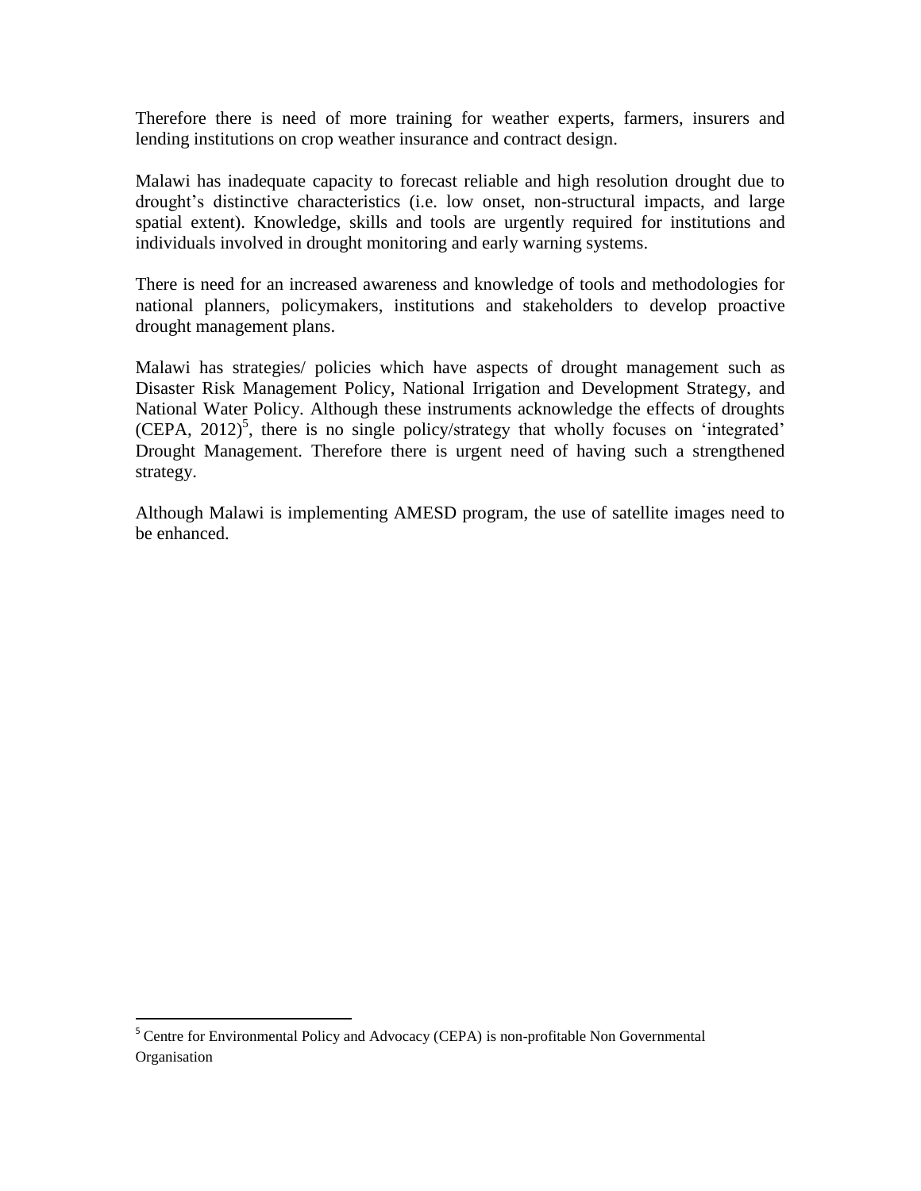Therefore there is need of more training for weather experts, farmers, insurers and lending institutions on crop weather insurance and contract design.

Malawi has inadequate capacity to forecast reliable and high resolution drought due to drought's distinctive characteristics (i.e. low onset, non-structural impacts, and large spatial extent). Knowledge, skills and tools are urgently required for institutions and individuals involved in drought monitoring and early warning systems.

There is need for an increased awareness and knowledge of tools and methodologies for national planners, policymakers, institutions and stakeholders to develop proactive drought management plans.

Malawi has strategies/ policies which have aspects of drought management such as Disaster Risk Management Policy, National Irrigation and Development Strategy, and National Water Policy. Although these instruments acknowledge the effects of droughts (CEPA, 2012)[5], there is no single policy/strategy that wholly focuses on 'integrated' Drought Management. Therefore there is urgent need of having such a strengthened strategy.

Although Malawi is implementing AMESD program, the use of satellite images need to be enhanced.

---

[5] Centre for Environmental Policy and Advocacy (CEPA) is non-profitable Non Governmental Organisation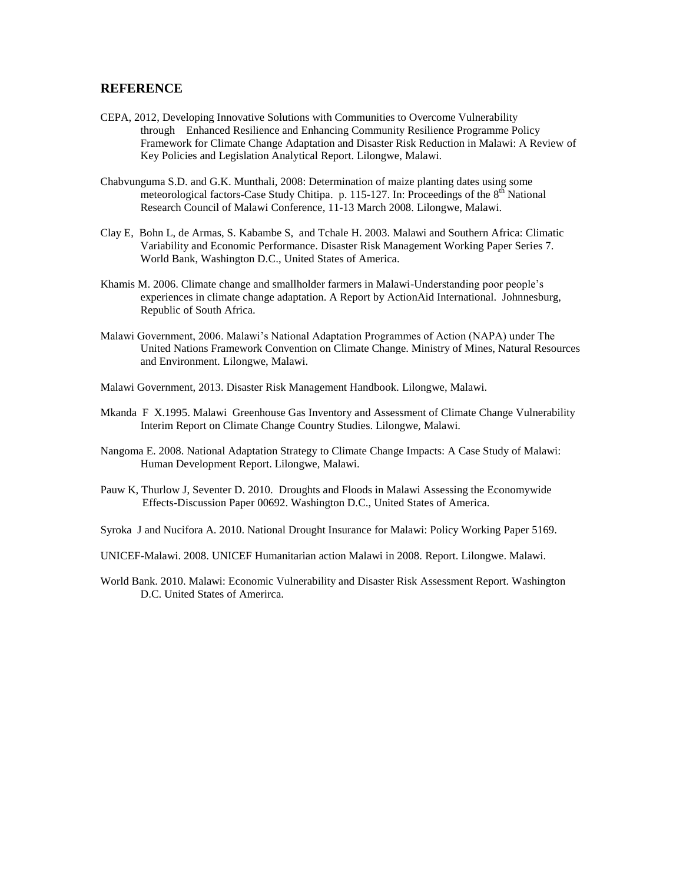## REFERENCE

CEPA, 2012, Developing Innovative Solutions with Communities to Overcome Vulnerability through Enhanced Resilience and Enhancing Community Resilience Programme Policy Framework for Climate Change Adaptation and Disaster Risk Reduction in Malawi: A Review of Key Policies and Legislation Analytical Report. Lilongwe, Malawi.

Chabvunguma S.D. and G.K. Munthali, 2008: Determination of maize planting dates using some meteorological factors-Case Study Chitipa. p. 115-127. In: Proceedings of the 8th National Research Council of Malawi Conference, 11-13 March 2008. Lilongwe, Malawi.

Clay E, Bohn L, de Armas, S. Kabambe S, and Tchale H. 2003. Malawi and Southern Africa: Climatic Variability and Economic Performance. Disaster Risk Management Working Paper Series 7. World Bank, Washington D.C., United States of America.

Khamis M. 2006. Climate change and smallholder farmers in Malawi-Understanding poor people's experiences in climate change adaptation. A Report by ActionAid International. Johnnesburg, Republic of South Africa.

Malawi Government, 2006. Malawi's National Adaptation Programmes of Action (NAPA) under The United Nations Framework Convention on Climate Change. Ministry of Mines, Natural Resources and Environment. Lilongwe, Malawi.

Malawi Government, 2013. Disaster Risk Management Handbook. Lilongwe, Malawi.

Mkanda F X.1995. Malawi Greenhouse Gas Inventory and Assessment of Climate Change Vulnerability Interim Report on Climate Change Country Studies. Lilongwe, Malawi.

Nangoma E. 2008. National Adaptation Strategy to Climate Change Impacts: A Case Study of Malawi: Human Development Report. Lilongwe, Malawi.

Pauw K, Thurlow J, Seventer D. 2010. Droughts and Floods in Malawi Assessing the Economywide Effects-Discussion Paper 00692. Washington D.C., United States of America.

Syroka J and Nucifora A. 2010. National Drought Insurance for Malawi: Policy Working Paper 5169.

UNICEF-Malawi. 2008. UNICEF Humanitarian action Malawi in 2008. Report. Lilongwe. Malawi.

World Bank. 2010. Malawi: Economic Vulnerability and Disaster Risk Assessment Report. Washington D.C. United States of Amerirca.